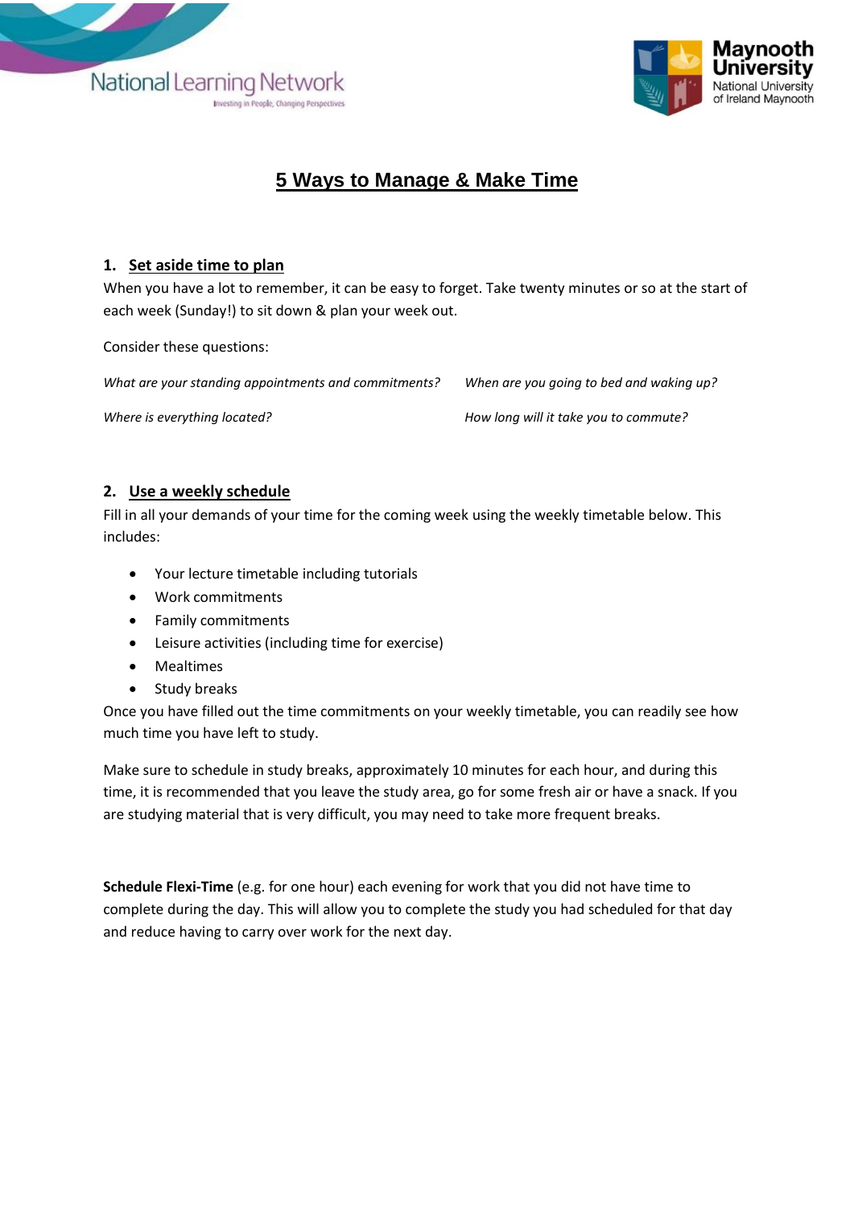# 5 Ways to Manage & Make Time

## 1. Set aside time to plan

When you have a lot to remember, it can be easy to forget. Take twenty minutes or so at the start of each week (Sunday!) to sit down & plan your week out.

Consider these questions:

*What are your standing appointments and commitments?*

*When are you going to bed and waking up?*

*Where is everything located?*

*How long will it take you to commute?*

## 2. Use a weekly schedule

Fill in all your demands of your time for the coming week using the weekly timetable below. This includes:

- Your lecture timetable including tutorials
- Work commitments
- Family commitments
- Leisure activities (including time for exercise)
- Mealtimes
- Study breaks

Once you have filled out the time commitments on your weekly timetable, you can readily see how much time you have left to study.

Make sure to schedule in study breaks, approximately 10 minutes for each hour, and during this time, it is recommended that you leave the study area, go for some fresh air or have a snack. If you are studying material that is very difficult, you may need to take more frequent breaks.

**Schedule Flexi-Time** (e.g. for one hour) each evening for work that you did not have time to complete during the day. This will allow you to complete the study you had scheduled for that day and reduce having to carry over work for the next day.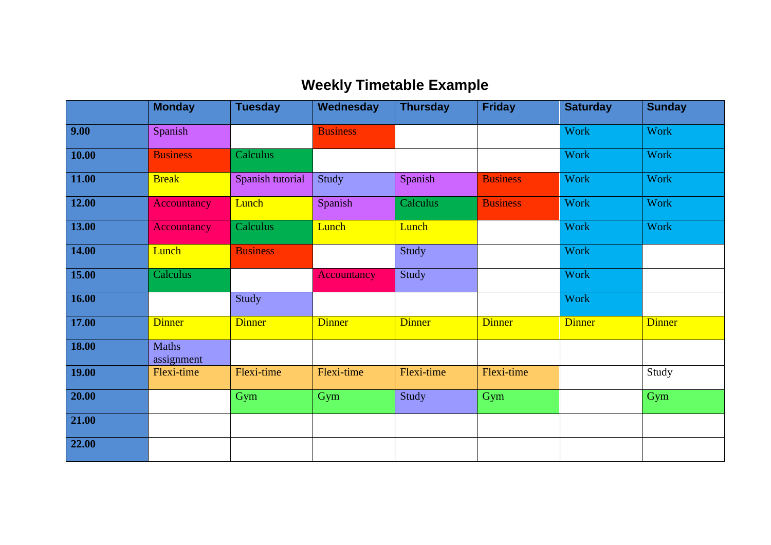# Weekly Timetable Example

| | Monday | Tuesday | Wednesday | Thursday | Friday | Saturday | Sunday |
|---|---|---|---|---|---|---|---|
| **9.00** | Spanish | | Business | | | Work | Work |
| **10.00** | Business | Calculus | | | | Work | Work |
| **11.00** | Break | Spanish tutorial | Study | Spanish | Business | Work | Work |
| **12.00** | Accountancy | Lunch | Spanish | Calculus | Business | Work | Work |
| **13.00** | Accountancy | Calculus | Lunch | Lunch | | Work | Work |
| **14.00** | Lunch | Business | | Study | | Work | |
| **15.00** | Calculus | | Accountancy | Study | | Work | |
| **16.00** | | Study | | | | Work | |
| **17.00** | Dinner | Dinner | Dinner | Dinner | Dinner | Dinner | Dinner |
| **18.00** | Maths assignment | | | | | | |
| **19.00** | Flexi-time | Flexi-time | Flexi-time | Flexi-time | Flexi-time | | Study |
| **20.00** | | Gym | Gym | Study | Gym | | Gym |
| **21.00** | | | | | | | |
| **22.00** | | | | | | | |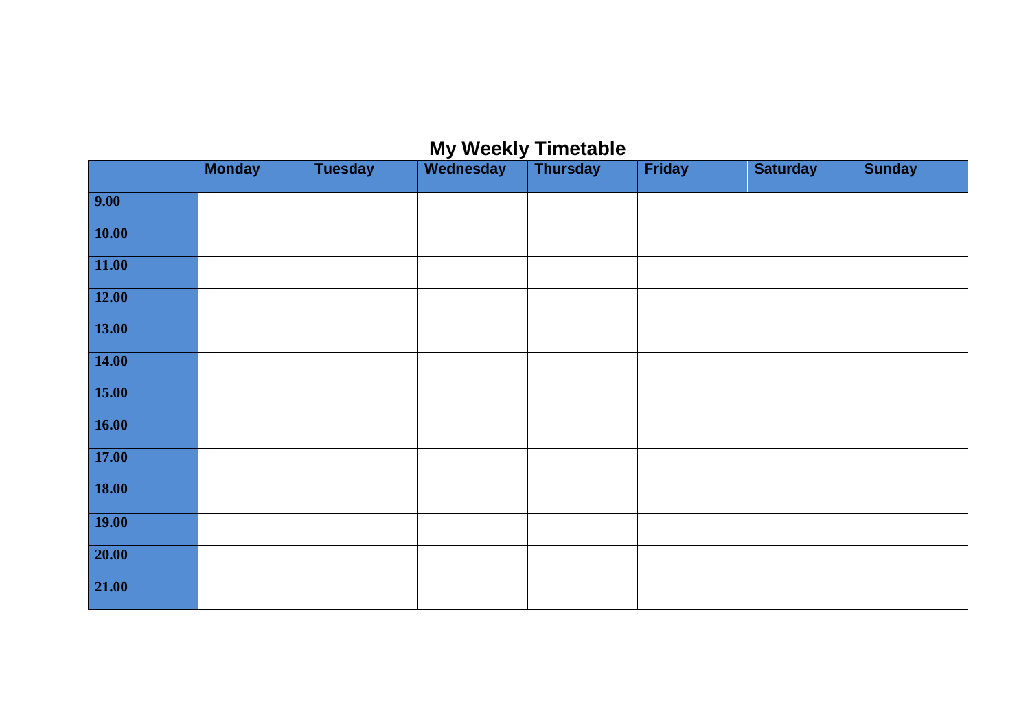# My Weekly Timetable

| | Monday | Tuesday | Wednesday | Thursday | Friday | Saturday | Sunday |
|---|---|---|---|---|---|---|---|
| **9.00** | | | | | | | |
| **10.00** | | | | | | | |
| **11.00** | | | | | | | |
| **12.00** | | | | | | | |
| **13.00** | | | | | | | |
| **14.00** | | | | | | | |
| **15.00** | | | | | | | |
| **16.00** | | | | | | | |
| **17.00** | | | | | | | |
| **18.00** | | | | | | | |
| **19.00** | | | | | | | |
| **20.00** | | | | | | | |
| **21.00** | | | | | | | |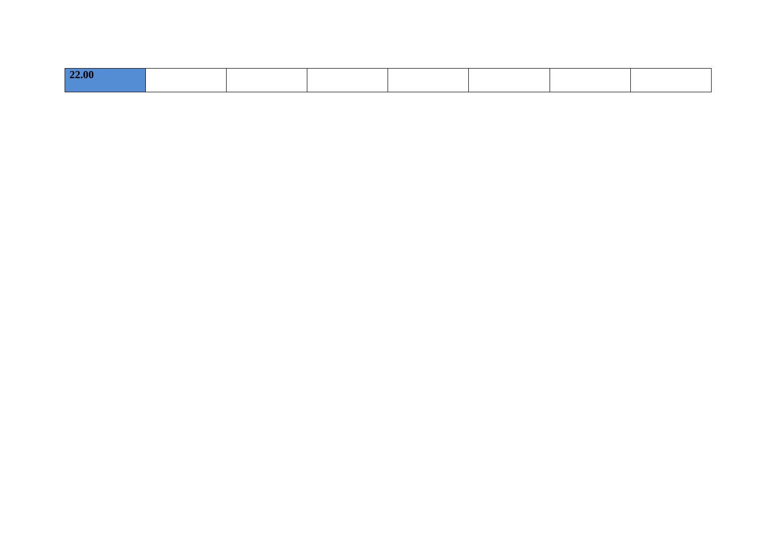| **22.00** | | | | | | | |
|---|---|---|---|---|---|---|---|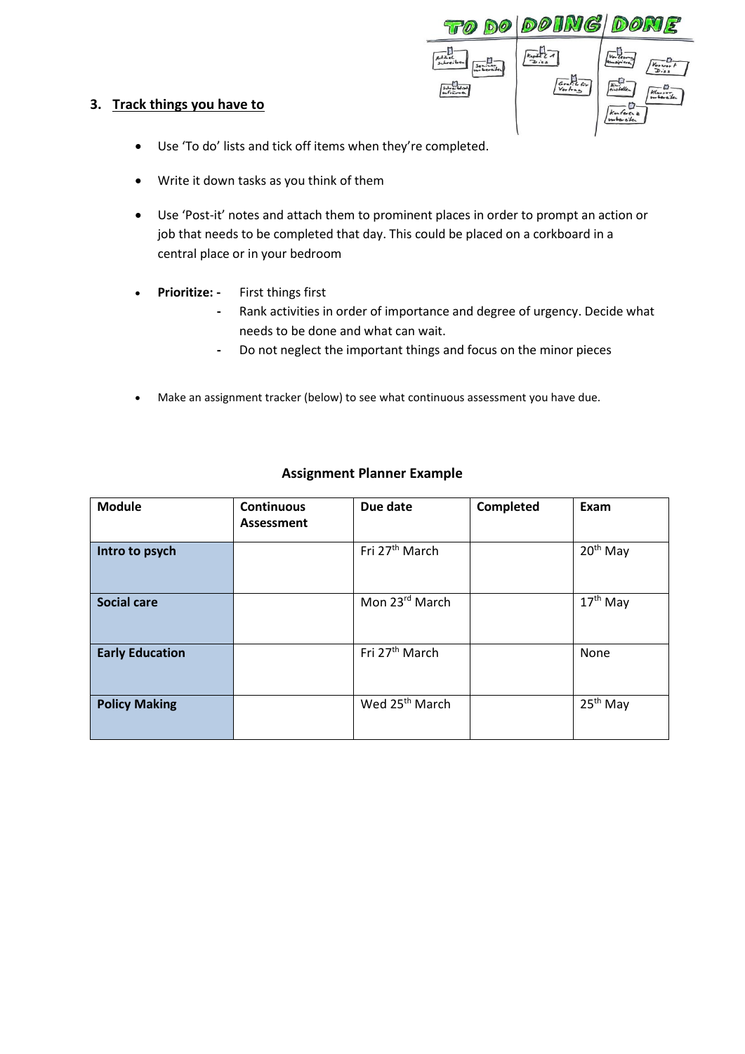### 3. Track things you have to

- Use 'To do' lists and tick off items when they're completed.
- Write it down tasks as you think of them
- Use 'Post-it' notes and attach them to prominent places in order to prompt an action or job that needs to be completed that day. This could be placed on a corkboard in a central place or in your bedroom
- **Prioritize:** - First things first
  - Rank activities in order of importance and degree of urgency. Decide what needs to be done and what can wait.
  - Do not neglect the important things and focus on the minor pieces
- Make an assignment tracker (below) to see what continuous assessment you have due.

**Assignment Planner Example**

| Module | Continuous Assessment | Due date | Completed | Exam |
|---|---|---|---|---|
| **Intro to psych** | | Fri 27th March | | 20th May |
| **Social care** | | Mon 23rd March | | 17th May |
| **Early Education** | | Fri 27th March | | None |
| **Policy Making** | | Wed 25th March | | 25th May |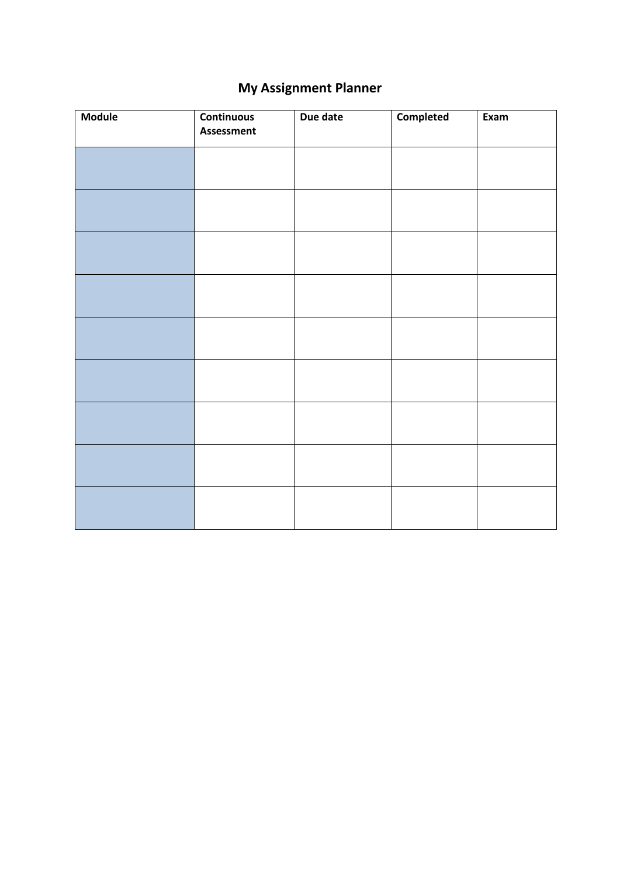# My Assignment Planner

| Module | Continuous Assessment | Due date | Completed | Exam |
|---|---|---|---|---|
| | | | | |
| | | | | |
| | | | | |
| | | | | |
| | | | | |
| | | | | |
| | | | | |
| | | | | |
| | | | | |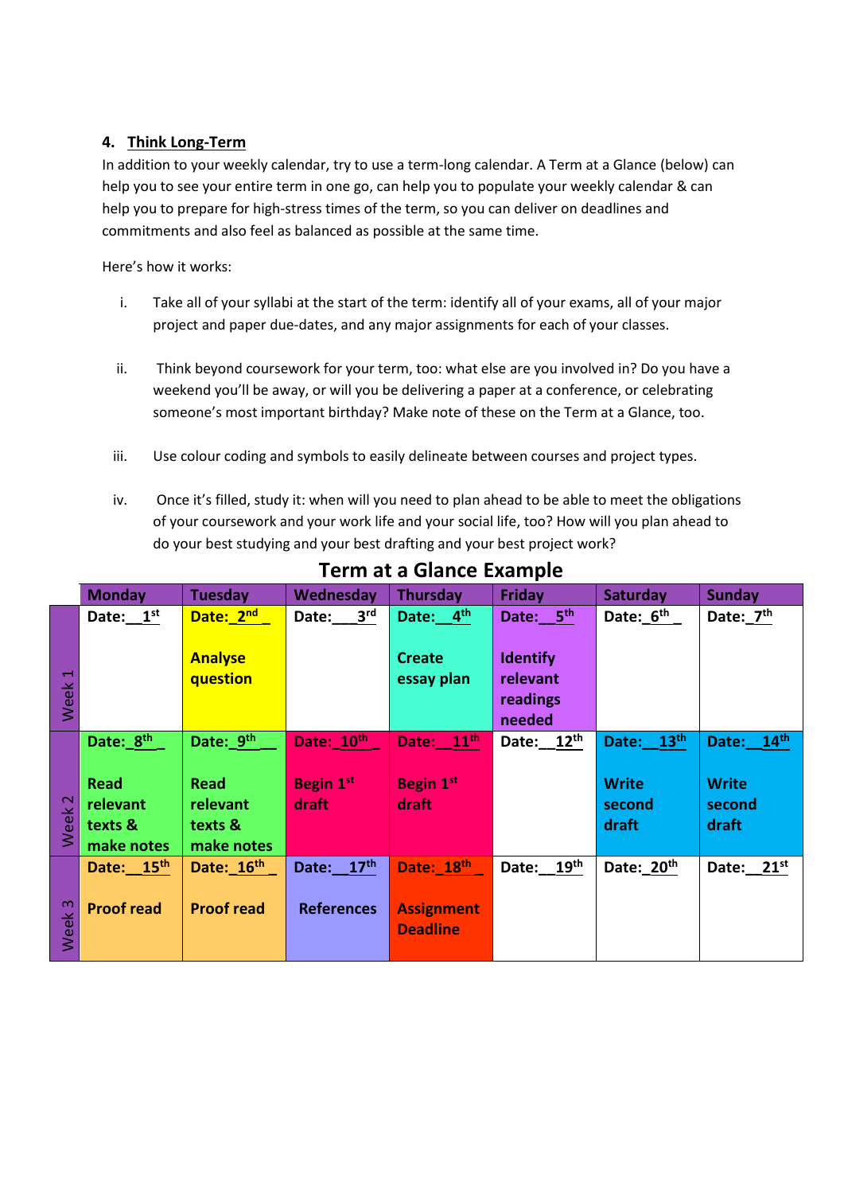### 4. Think Long-Term

In addition to your weekly calendar, try to use a term-long calendar. A Term at a Glance (below) can help you to see your entire term in one go, can help you to populate your weekly calendar & can help you to prepare for high-stress times of the term, so you can deliver on deadlines and commitments and also feel as balanced as possible at the same time.

Here's how it works:

i. Take all of your syllabi at the start of the term: identify all of your exams, all of your major project and paper due-dates, and any major assignments for each of your classes.

ii. Think beyond coursework for your term, too: what else are you involved in? Do you have a weekend you'll be away, or will you be delivering a paper at a conference, or celebrating someone's most important birthday? Make note of these on the Term at a Glance, too.

iii. Use colour coding and symbols to easily delineate between courses and project types.

iv. Once it's filled, study it: when will you need to plan ahead to be able to meet the obligations of your coursework and your work life and your social life, too? How will you plan ahead to do your best studying and your best drafting and your best project work?

## Term at a Glance Example

| | Monday | Tuesday | Wednesday | Thursday | Friday | Saturday | Sunday |
|---|---|---|---|---|---|---|---|
| Week 1 | Date: 1st | Date: 2nd<br><br>**Analyse question** | Date: 3rd | Date: 4th<br><br>**Create essay plan** | Date: 5th<br><br>**Identify relevant readings needed** | Date: 6th | Date: 7th |
| Week 2 | Date: 8th<br><br>**Read relevant texts & make notes** | Date: 9th<br><br>**Read relevant texts & make notes** | Date: 10th<br><br>**Begin 1st draft** | Date: 11th<br><br>**Begin 1st draft** | Date: 12th | Date: 13th<br><br>**Write second draft** | Date: 14th<br><br>**Write second draft** |
| Week 3 | Date: 15th<br><br>**Proof read** | Date: 16th<br><br>**Proof read** | Date: 17th<br><br>**References** | Date: 18th<br><br>**Assignment Deadline** | Date: 19th | Date: 20th | Date: 21st |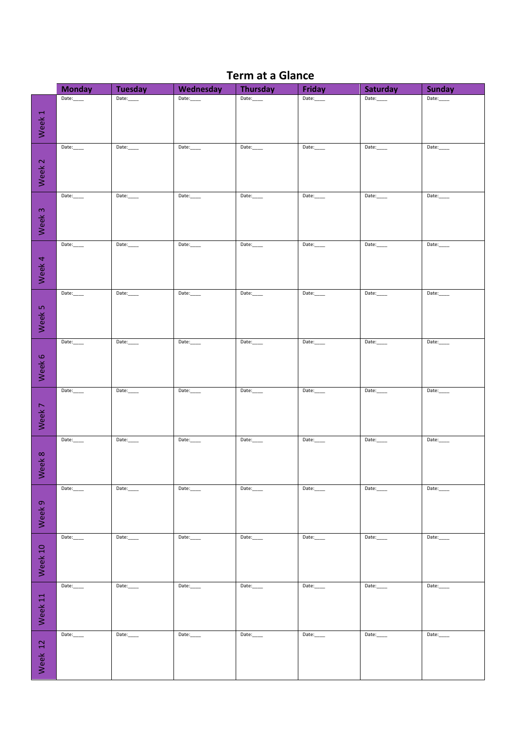# Term at a Glance

| | Monday | Tuesday | Wednesday | Thursday | Friday | Saturday | Sunday |
|---|---|---|---|---|---|---|---|
| Week 1 | Date:____ | Date:____ | Date:____ | Date:____ | Date:____ | Date:____ | Date:____ |
| Week 2 | Date:____ | Date:____ | Date:____ | Date:____ | Date:____ | Date:____ | Date:____ |
| Week 3 | Date:____ | Date:____ | Date:____ | Date:____ | Date:____ | Date:____ | Date:____ |
| Week 4 | Date:____ | Date:____ | Date:____ | Date:____ | Date:____ | Date:____ | Date:____ |
| Week 5 | Date:____ | Date:____ | Date:____ | Date:____ | Date:____ | Date:____ | Date:____ |
| Week 6 | Date:____ | Date:____ | Date:____ | Date:____ | Date:____ | Date:____ | Date:____ |
| Week 7 | Date:____ | Date:____ | Date:____ | Date:____ | Date:____ | Date:____ | Date:____ |
| Week 8 | Date:____ | Date:____ | Date:____ | Date:____ | Date:____ | Date:____ | Date:____ |
| Week 9 | Date:____ | Date:____ | Date:____ | Date:____ | Date:____ | Date:____ | Date:____ |
| Week 10 | Date:____ | Date:____ | Date:____ | Date:____ | Date:____ | Date:____ | Date:____ |
| Week 11 | Date:____ | Date:____ | Date:____ | Date:____ | Date:____ | Date:____ | Date:____ |
| Week 12 | Date:____ | Date:____ | Date:____ | Date:____ | Date:____ | Date:____ | Date:____ |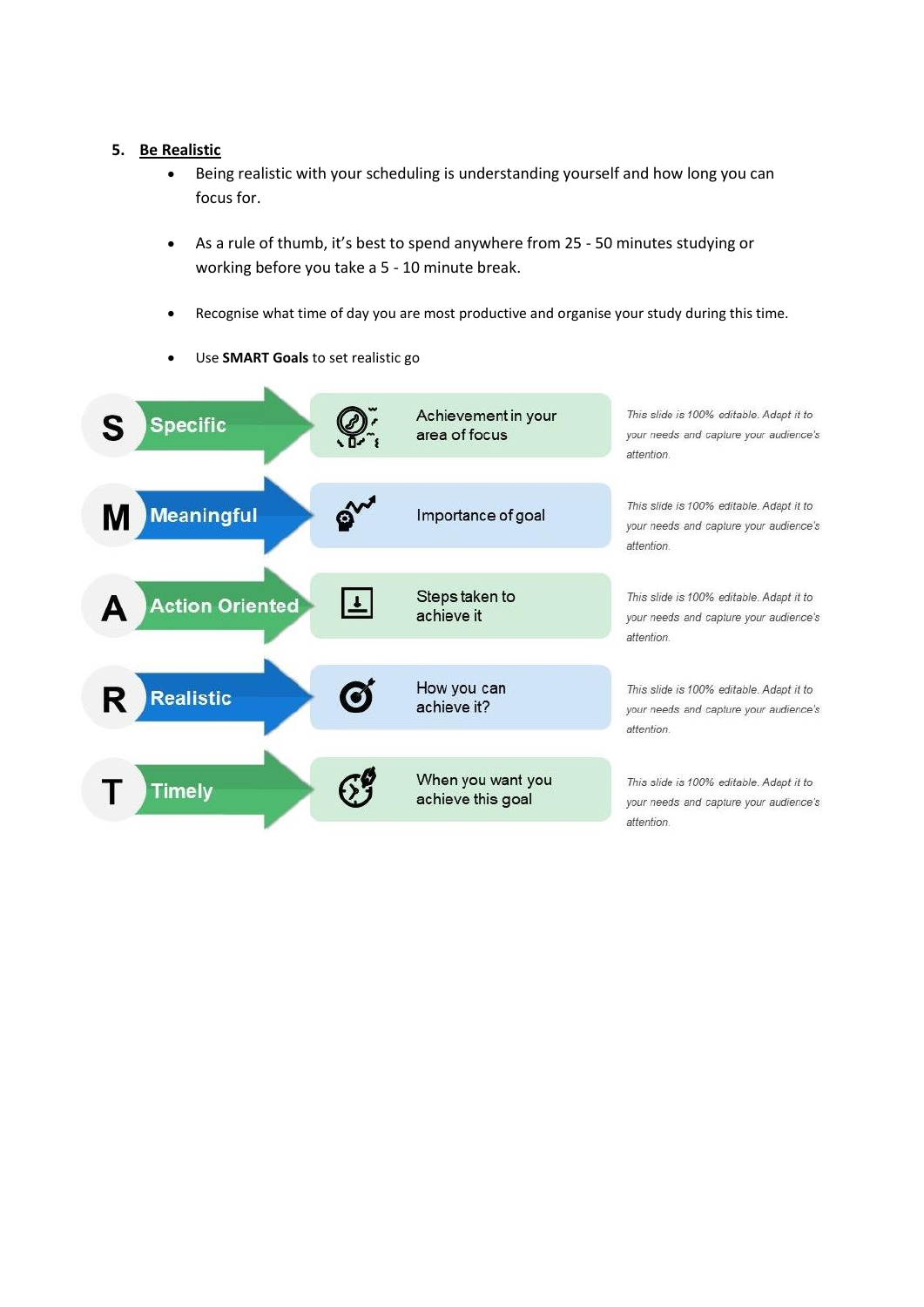5. **Be Realistic**

- Being realistic with your scheduling is understanding yourself and how long you can focus for.

- As a rule of thumb, it's best to spend anywhere from 25 - 50 minutes studying or working before you take a 5 - 10 minute break.

- Recognise what time of day you are most productive and organise your study during this time.

- Use **SMART Goals** to set realistic go

S Specific
Achievement in your area of focus
This slide is 100% editable. Adapt it to your needs and capture your audience's attention.

M Meaningful
Importance of goal
This slide is 100% editable. Adapt it to your needs and capture your audience's attention.

A Action Oriented
Steps taken to achieve it
This slide is 100% editable. Adapt it to your needs and capture your audience's attention.

R Realistic
How you can achieve it?
This slide is 100% editable. Adapt it to your needs and capture your audience's attention.

T Timely
When you want you achieve this goal
This slide is 100% editable. Adapt it to your needs and capture your audience's attention.